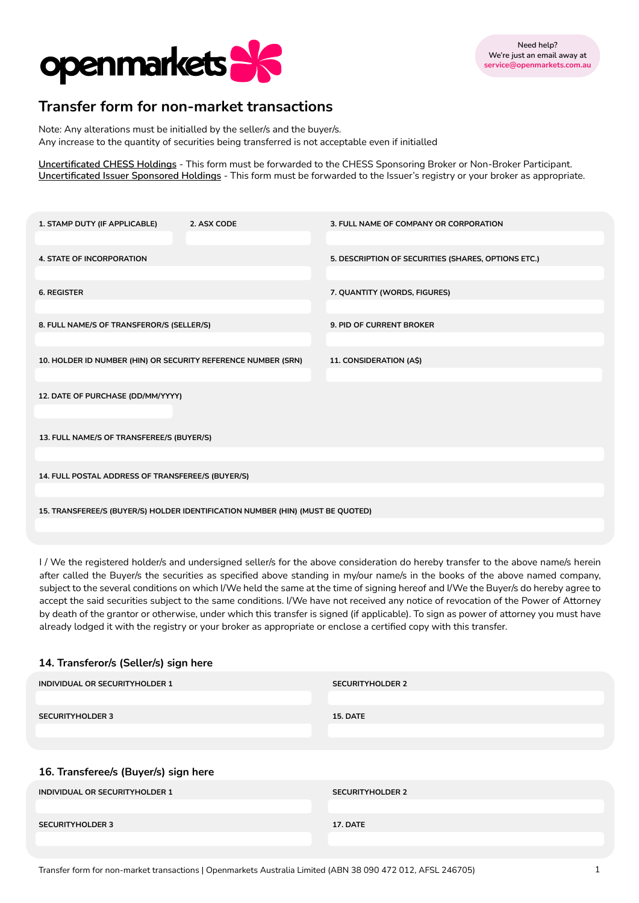Need help?
We're just an email away at
**service@openmarkets.com.au**

# Transfer form for non-market transactions

Note: Any alterations must be initialled by the seller/s and the buyer/s.
Any increase to the quantity of securities being transferred is not acceptable even if initialled

Uncertificated CHESS Holdings - This form must be forwarded to the CHESS Sponsoring Broker or Non-Broker Participant.
Uncertificated Issuer Sponsored Holdings - This form must be forwarded to the Issuer's registry or your broker as appropriate.

**1. STAMP DUTY (IF APPLICABLE)**

**2. ASX CODE**

**3. FULL NAME OF COMPANY OR CORPORATION**

**4. STATE OF INCORPORATION**

**5. DESCRIPTION OF SECURITIES (SHARES, OPTIONS ETC.)**

**6. REGISTER**

**7. QUANTITY (WORDS, FIGURES)**

**8. FULL NAME/S OF TRANSFEROR/S (SELLER/S)**

**9. PID OF CURRENT BROKER**

**10. HOLDER ID NUMBER (HIN) OR SECURITY REFERENCE NUMBER (SRN)**

**11. CONSIDERATION (A$)**

**12. DATE OF PURCHASE (DD/MM/YYYY)**

**13. FULL NAME/S OF TRANSFEREE/S (BUYER/S)**

**14. FULL POSTAL ADDRESS OF TRANSFEREE/S (BUYER/S)**

**15. TRANSFEREE/S (BUYER/S) HOLDER IDENTIFICATION NUMBER (HIN) (MUST BE QUOTED)**

I / We the registered holder/s and undersigned seller/s for the above consideration do hereby transfer to the above name/s herein after called the Buyer/s the securities as specified above standing in my/our name/s in the books of the above named company, subject to the several conditions on which I/We held the same at the time of signing hereof and I/We the Buyer/s do hereby agree to accept the said securities subject to the same conditions. I/We have not received any notice of revocation of the Power of Attorney by death of the grantor or otherwise, under which this transfer is signed (if applicable). To sign as power of attorney you must have already lodged it with the registry or your broker as appropriate or enclose a certified copy with this transfer.

## 14. Transferor/s (Seller/s) sign here

**INDIVIDUAL OR SECURITYHOLDER 1**

**SECURITYHOLDER 2**

**SECURITYHOLDER 3**

**15. DATE**

## 16. Transferee/s (Buyer/s) sign here

**INDIVIDUAL OR SECURITYHOLDER 1**

**SECURITYHOLDER 2**

**SECURITYHOLDER 3**

**17. DATE**

Transfer form for non-market transactions | Openmarkets Australia Limited (ABN 38 090 472 012, AFSL 246705)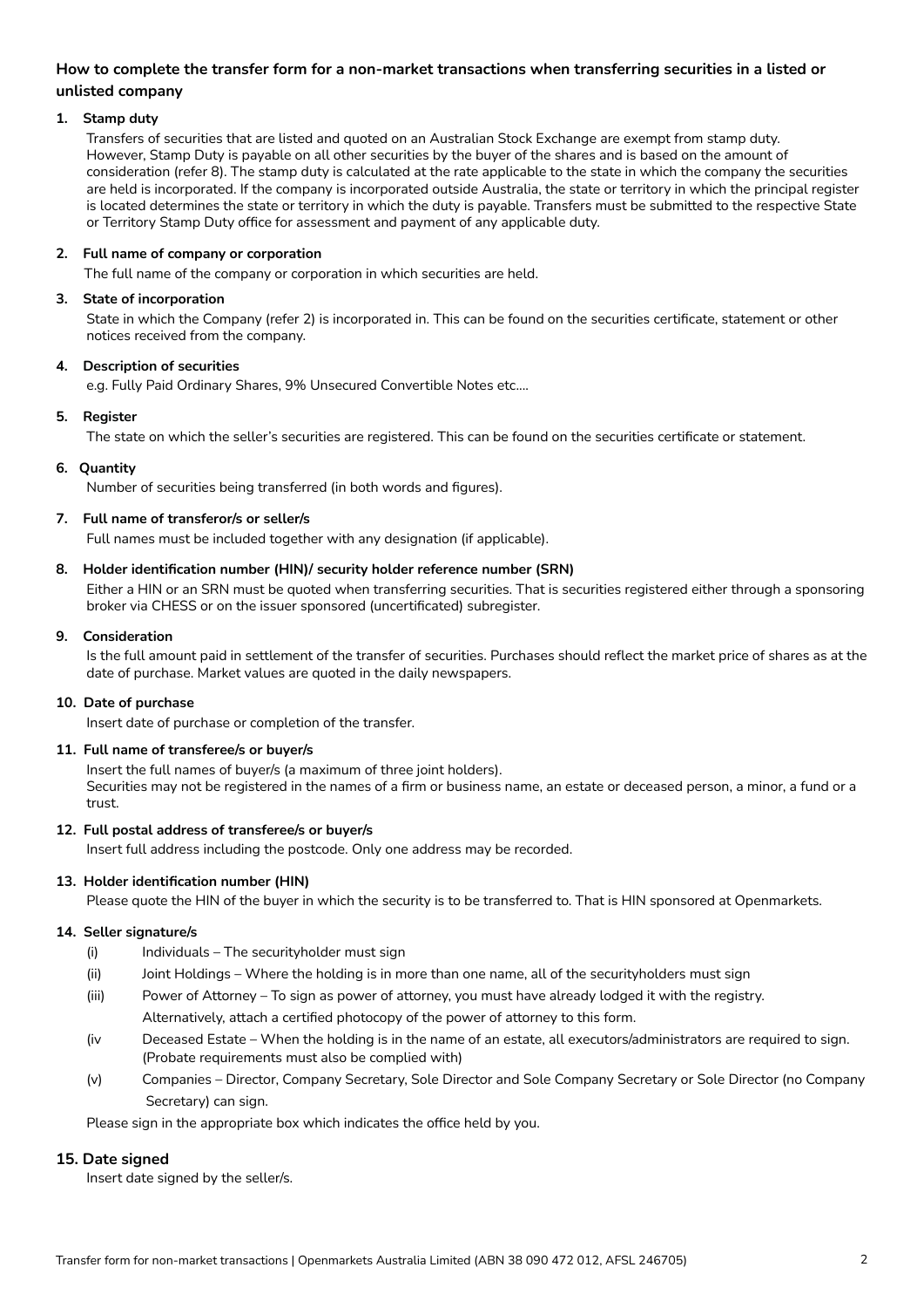## How to complete the transfer form for a non-market transactions when transferring securities in a listed or unlisted company

### 1. Stamp duty

Transfers of securities that are listed and quoted on an Australian Stock Exchange are exempt from stamp duty. However, Stamp Duty is payable on all other securities by the buyer of the shares and is based on the amount of consideration (refer 8). The stamp duty is calculated at the rate applicable to the state in which the company the securities are held is incorporated. If the company is incorporated outside Australia, the state or territory in which the principal register is located determines the state or territory in which the duty is payable. Transfers must be submitted to the respective State or Territory Stamp Duty office for assessment and payment of any applicable duty.

### 2. Full name of company or corporation

The full name of the company or corporation in which securities are held.

### 3. State of incorporation

State in which the Company (refer 2) is incorporated in. This can be found on the securities certificate, statement or other notices received from the company.

### 4. Description of securities

e.g. Fully Paid Ordinary Shares, 9% Unsecured Convertible Notes etc....

### 5. Register

The state on which the seller's securities are registered. This can be found on the securities certificate or statement.

### 6. Quantity

Number of securities being transferred (in both words and figures).

### 7. Full name of transferor/s or seller/s

Full names must be included together with any designation (if applicable).

### 8. Holder identification number (HIN)/ security holder reference number (SRN)

Either a HIN or an SRN must be quoted when transferring securities. That is securities registered either through a sponsoring broker via CHESS or on the issuer sponsored (uncertificated) subregister.

### 9. Consideration

Is the full amount paid in settlement of the transfer of securities. Purchases should reflect the market price of shares as at the date of purchase. Market values are quoted in the daily newspapers.

### 10. Date of purchase

Insert date of purchase or completion of the transfer.

### 11. Full name of transferee/s or buyer/s

Insert the full names of buyer/s (a maximum of three joint holders).
Securities may not be registered in the names of a firm or business name, an estate or deceased person, a minor, a fund or a trust.

### 12. Full postal address of transferee/s or buyer/s

Insert full address including the postcode. Only one address may be recorded.

### 13. Holder identification number (HIN)

Please quote the HIN of the buyer in which the security is to be transferred to. That is HIN sponsored at Openmarkets.

### 14. Seller signature/s

(i) Individuals – The securityholder must sign

(ii) Joint Holdings – Where the holding is in more than one name, all of the securityholders must sign

(iii) Power of Attorney – To sign as power of attorney, you must have already lodged it with the registry. Alternatively, attach a certified photocopy of the power of attorney to this form.

(iv Deceased Estate – When the holding is in the name of an estate, all executors/administrators are required to sign. (Probate requirements must also be complied with)

(v) Companies – Director, Company Secretary, Sole Director and Sole Company Secretary or Sole Director (no Company Secretary) can sign.

Please sign in the appropriate box which indicates the office held by you.

### 15. Date signed

Insert date signed by the seller/s.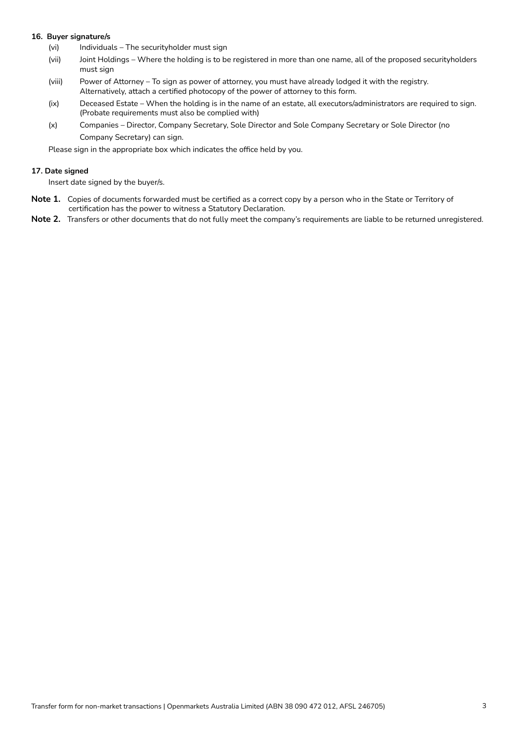**16. Buyer signature/s**

- (vi) Individuals – The securityholder must sign
- (vii) Joint Holdings – Where the holding is to be registered in more than one name, all of the proposed securityholders must sign
- (viii) Power of Attorney – To sign as power of attorney, you must have already lodged it with the registry. Alternatively, attach a certified photocopy of the power of attorney to this form.
- (ix) Deceased Estate – When the holding is in the name of an estate, all executors/administrators are required to sign. (Probate requirements must also be complied with)
- (x) Companies – Director, Company Secretary, Sole Director and Sole Company Secretary or Sole Director (no Company Secretary) can sign.

Please sign in the appropriate box which indicates the office held by you.

**17. Date signed**

Insert date signed by the buyer/s.

**Note 1.** Copies of documents forwarded must be certified as a correct copy by a person who in the State or Territory of certification has the power to witness a Statutory Declaration.

**Note 2.** Transfers or other documents that do not fully meet the company's requirements are liable to be returned unregistered.